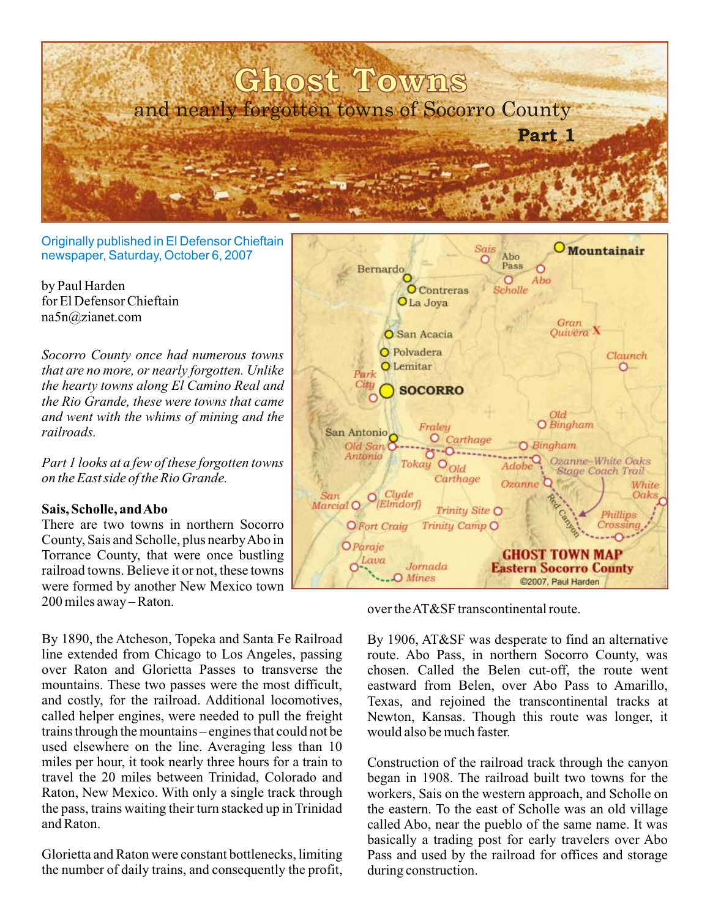# Ghost Towns

## and nearly forgotten towns of Socorro County

### Part 1

Originally published in El Defensor Chieftain newspaper, Saturday, October 6, 2007

by Paul Harden
for El Defensor Chieftain
na5n@zianet.com

*Socorro County once had numerous towns that are no more, or nearly forgotten. Unlike the hearty towns along El Camino Real and the Rio Grande, these were towns that came and went with the whims of mining and the railroads.*

*Part 1 looks at a few of these forgotten towns on the East side of the Rio Grande.*

**GHOST TOWN MAP Eastern Socorro County**
©2007, Paul Harden

**Sais, Scholle, and Abo**

There are two towns in northern Socorro County, Sais and Scholle, plus nearby Abo in Torrance County, that were once bustling railroad towns. Believe it or not, these towns were formed by another New Mexico town 200 miles away – Raton.

By 1890, the Atcheson, Topeka and Santa Fe Railroad line extended from Chicago to Los Angeles, passing over Raton and Glorietta Passes to transverse the mountains. These two passes were the most difficult, and costly, for the railroad. Additional locomotives, called helper engines, were needed to pull the freight trains through the mountains – engines that could not be used elsewhere on the line. Averaging less than 10 miles per hour, it took nearly three hours for a train to travel the 20 miles between Trinidad, Colorado and Raton, New Mexico. With only a single track through the pass, trains waiting their turn stacked up in Trinidad and Raton.

Glorietta and Raton were constant bottlenecks, limiting the number of daily trains, and consequently the profit, over the AT&SF transcontinental route.

By 1906, AT&SF was desperate to find an alternative route. Abo Pass, in northern Socorro County, was chosen. Called the Belen cut-off, the route went eastward from Belen, over Abo Pass to Amarillo, Texas, and rejoined the transcontinental tracks at Newton, Kansas. Though this route was longer, it would also be much faster.

Construction of the railroad track through the canyon began in 1908. The railroad built two towns for the workers, Sais on the western approach, and Scholle on the eastern. To the east of Scholle was an old village called Abo, near the pueblo of the same name. It was basically a trading post for early travelers over Abo Pass and used by the railroad for offices and storage during construction.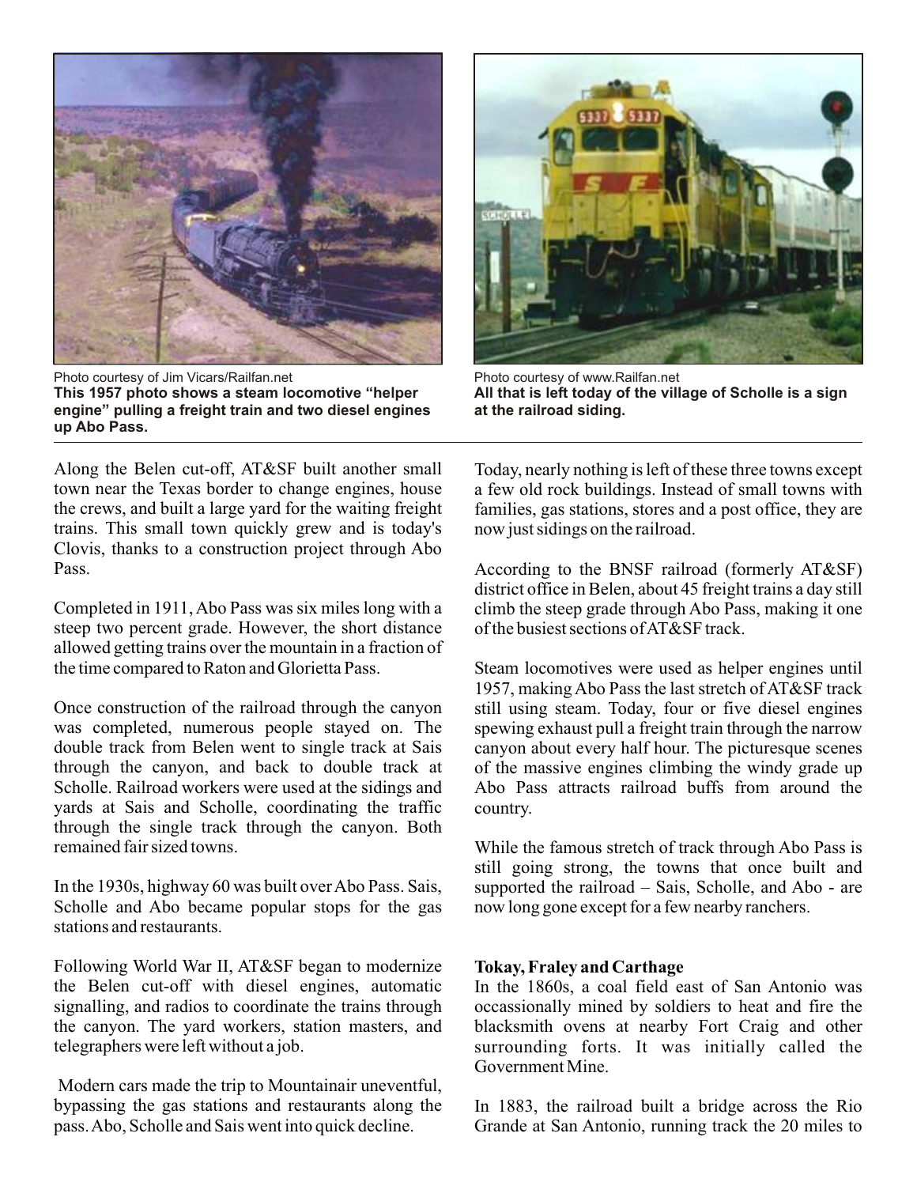Photo courtesy of Jim Vicars/Railfan.net
**This 1957 photo shows a steam locomotive "helper engine" pulling a freight train and two diesel engines up Abo Pass.**

Photo courtesy of www.Railfan.net
**All that is left today of the village of Scholle is a sign at the railroad siding.**

Along the Belen cut-off, AT&SF built another small town near the Texas border to change engines, house the crews, and built a large yard for the waiting freight trains. This small town quickly grew and is today's Clovis, thanks to a construction project through Abo Pass.

Completed in 1911, Abo Pass was six miles long with a steep two percent grade. However, the short distance allowed getting trains over the mountain in a fraction of the time compared to Raton and Glorietta Pass.

Once construction of the railroad through the canyon was completed, numerous people stayed on. The double track from Belen went to single track at Sais through the canyon, and back to double track at Scholle. Railroad workers were used at the sidings and yards at Sais and Scholle, coordinating the traffic through the single track through the canyon. Both remained fair sized towns.

In the 1930s, highway 60 was built over Abo Pass. Sais, Scholle and Abo became popular stops for the gas stations and restaurants.

Following World War II, AT&SF began to modernize the Belen cut-off with diesel engines, automatic signalling, and radios to coordinate the trains through the canyon. The yard workers, station masters, and telegraphers were left without a job.

Modern cars made the trip to Mountainair uneventful, bypassing the gas stations and restaurants along the pass. Abo, Scholle and Sais went into quick decline.

Today, nearly nothing is left of these three towns except a few old rock buildings. Instead of small towns with families, gas stations, stores and a post office, they are now just sidings on the railroad.

According to the BNSF railroad (formerly AT&SF) district office in Belen, about 45 freight trains a day still climb the steep grade through Abo Pass, making it one of the busiest sections of AT&SF track.

Steam locomotives were used as helper engines until 1957, making Abo Pass the last stretch of AT&SF track still using steam. Today, four or five diesel engines spewing exhaust pull a freight train through the narrow canyon about every half hour. The picturesque scenes of the massive engines climbing the windy grade up Abo Pass attracts railroad buffs from around the country.

While the famous stretch of track through Abo Pass is still going strong, the towns that once built and supported the railroad – Sais, Scholle, and Abo - are now long gone except for a few nearby ranchers.

**Tokay, Fraley and Carthage**

In the 1860s, a coal field east of San Antonio was occassionally mined by soldiers to heat and fire the blacksmith ovens at nearby Fort Craig and other surrounding forts. It was initially called the Government Mine.

In 1883, the railroad built a bridge across the Rio Grande at San Antonio, running track the 20 miles to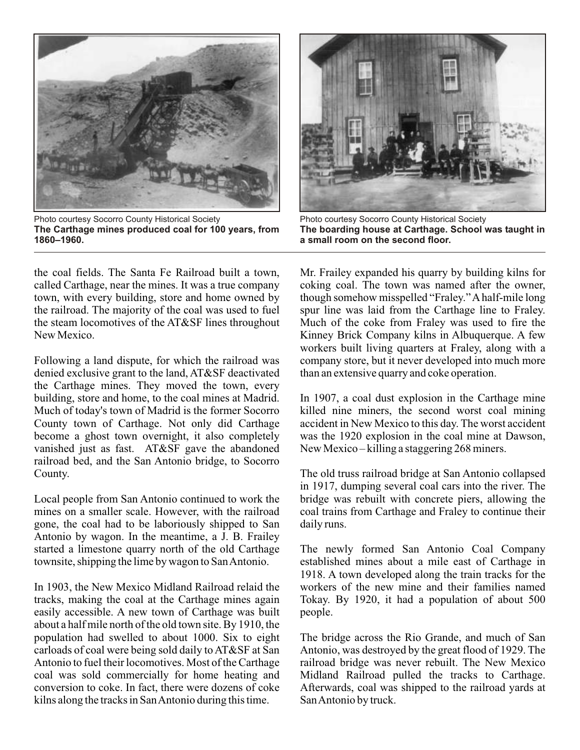Photo courtesy Socorro County Historical Society
**The Carthage mines produced coal for 100 years, from 1860–1960.**

Photo courtesy Socorro County Historical Society
**The boarding house at Carthage. School was taught in a small room on the second floor.**

the coal fields. The Santa Fe Railroad built a town, called Carthage, near the mines. It was a true company town, with every building, store and home owned by the railroad. The majority of the coal was used to fuel the steam locomotives of the AT&SF lines throughout New Mexico.

Following a land dispute, for which the railroad was denied exclusive grant to the land, AT&SF deactivated the Carthage mines. They moved the town, every building, store and home, to the coal mines at Madrid. Much of today's town of Madrid is the former Socorro County town of Carthage. Not only did Carthage become a ghost town overnight, it also completely vanished just as fast. AT&SF gave the abandoned railroad bed, and the San Antonio bridge, to Socorro County.

Local people from San Antonio continued to work the mines on a smaller scale. However, with the railroad gone, the coal had to be laboriously shipped to San Antonio by wagon. In the meantime, a J. B. Frailey started a limestone quarry north of the old Carthage townsite, shipping the lime by wagon to San Antonio.

In 1903, the New Mexico Midland Railroad relaid the tracks, making the coal at the Carthage mines again easily accessible. A new town of Carthage was built about a half mile north of the old town site. By 1910, the population had swelled to about 1000. Six to eight carloads of coal were being sold daily to AT&SF at San Antonio to fuel their locomotives. Most of the Carthage coal was sold commercially for home heating and conversion to coke. In fact, there were dozens of coke kilns along the tracks in San Antonio during this time.

Mr. Frailey expanded his quarry by building kilns for coking coal. The town was named after the owner, though somehow misspelled "Fraley." A half-mile long spur line was laid from the Carthage line to Fraley. Much of the coke from Fraley was used to fire the Kinney Brick Company kilns in Albuquerque. A few workers built living quarters at Fraley, along with a company store, but it never developed into much more than an extensive quarry and coke operation.

In 1907, a coal dust explosion in the Carthage mine killed nine miners, the second worst coal mining accident in New Mexico to this day. The worst accident was the 1920 explosion in the coal mine at Dawson, New Mexico – killing a staggering 268 miners.

The old truss railroad bridge at San Antonio collapsed in 1917, dumping several coal cars into the river. The bridge was rebuilt with concrete piers, allowing the coal trains from Carthage and Fraley to continue their daily runs.

The newly formed San Antonio Coal Company established mines about a mile east of Carthage in 1918. A town developed along the train tracks for the workers of the new mine and their families named Tokay. By 1920, it had a population of about 500 people.

The bridge across the Rio Grande, and much of San Antonio, was destroyed by the great flood of 1929. The railroad bridge was never rebuilt. The New Mexico Midland Railroad pulled the tracks to Carthage. Afterwards, coal was shipped to the railroad yards at San Antonio by truck.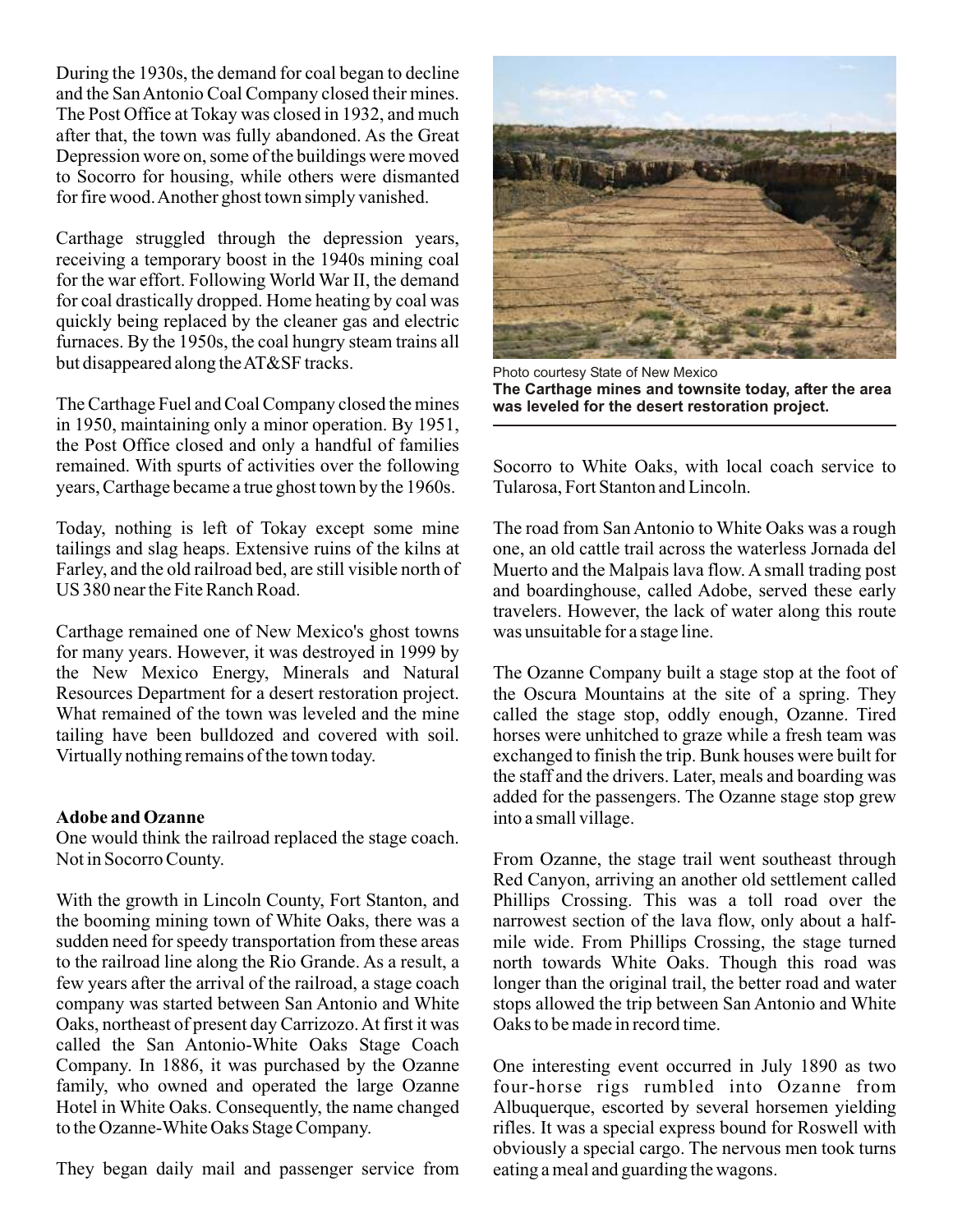During the 1930s, the demand for coal began to decline and the San Antonio Coal Company closed their mines. The Post Office at Tokay was closed in 1932, and much after that, the town was fully abandoned. As the Great Depression wore on, some of the buildings were moved to Socorro for housing, while others were dismanted for fire wood. Another ghost town simply vanished.

Carthage struggled through the depression years, receiving a temporary boost in the 1940s mining coal for the war effort. Following World War II, the demand for coal drastically dropped. Home heating by coal was quickly being replaced by the cleaner gas and electric furnaces. By the 1950s, the coal hungry steam trains all but disappeared along the AT&SF tracks.

The Carthage Fuel and Coal Company closed the mines in 1950, maintaining only a minor operation. By 1951, the Post Office closed and only a handful of families remained. With spurts of activities over the following years, Carthage became a true ghost town by the 1960s.

Today, nothing is left of Tokay except some mine tailings and slag heaps. Extensive ruins of the kilns at Farley, and the old railroad bed, are still visible north of US 380 near the Fite Ranch Road.

Carthage remained one of New Mexico's ghost towns for many years. However, it was destroyed in 1999 by the New Mexico Energy, Minerals and Natural Resources Department for a desert restoration project. What remained of the town was leveled and the mine tailing have been bulldozed and covered with soil. Virtually nothing remains of the town today.

Photo courtesy State of New Mexico

**The Carthage mines and townsite today, after the area was leveled for the desert restoration project.**

**Adobe and Ozanne**

One would think the railroad replaced the stage coach. Not in Socorro County.

With the growth in Lincoln County, Fort Stanton, and the booming mining town of White Oaks, there was a sudden need for speedy transportation from these areas to the railroad line along the Rio Grande. As a result, a few years after the arrival of the railroad, a stage coach company was started between San Antonio and White Oaks, northeast of present day Carrizozo. At first it was called the San Antonio-White Oaks Stage Coach Company. In 1886, it was purchased by the Ozanne family, who owned and operated the large Ozanne Hotel in White Oaks. Consequently, the name changed to the Ozanne-White Oaks Stage Company.

They began daily mail and passenger service from Socorro to White Oaks, with local coach service to Tularosa, Fort Stanton and Lincoln.

The road from San Antonio to White Oaks was a rough one, an old cattle trail across the waterless Jornada del Muerto and the Malpais lava flow. A small trading post and boardinghouse, called Adobe, served these early travelers. However, the lack of water along this route was unsuitable for a stage line.

The Ozanne Company built a stage stop at the foot of the Oscura Mountains at the site of a spring. They called the stage stop, oddly enough, Ozanne. Tired horses were unhitched to graze while a fresh team was exchanged to finish the trip. Bunk houses were built for the staff and the drivers. Later, meals and boarding was added for the passengers. The Ozanne stage stop grew into a small village.

From Ozanne, the stage trail went southeast through Red Canyon, arriving an another old settlement called Phillips Crossing. This was a toll road over the narrowest section of the lava flow, only about a half-mile wide. From Phillips Crossing, the stage turned north towards White Oaks. Though this road was longer than the original trail, the better road and water stops allowed the trip between San Antonio and White Oaks to be made in record time.

One interesting event occurred in July 1890 as two four-horse rigs rumbled into Ozanne from Albuquerque, escorted by several horsemen yielding rifles. It was a special express bound for Roswell with obviously a special cargo. The nervous men took turns eating a meal and guarding the wagons.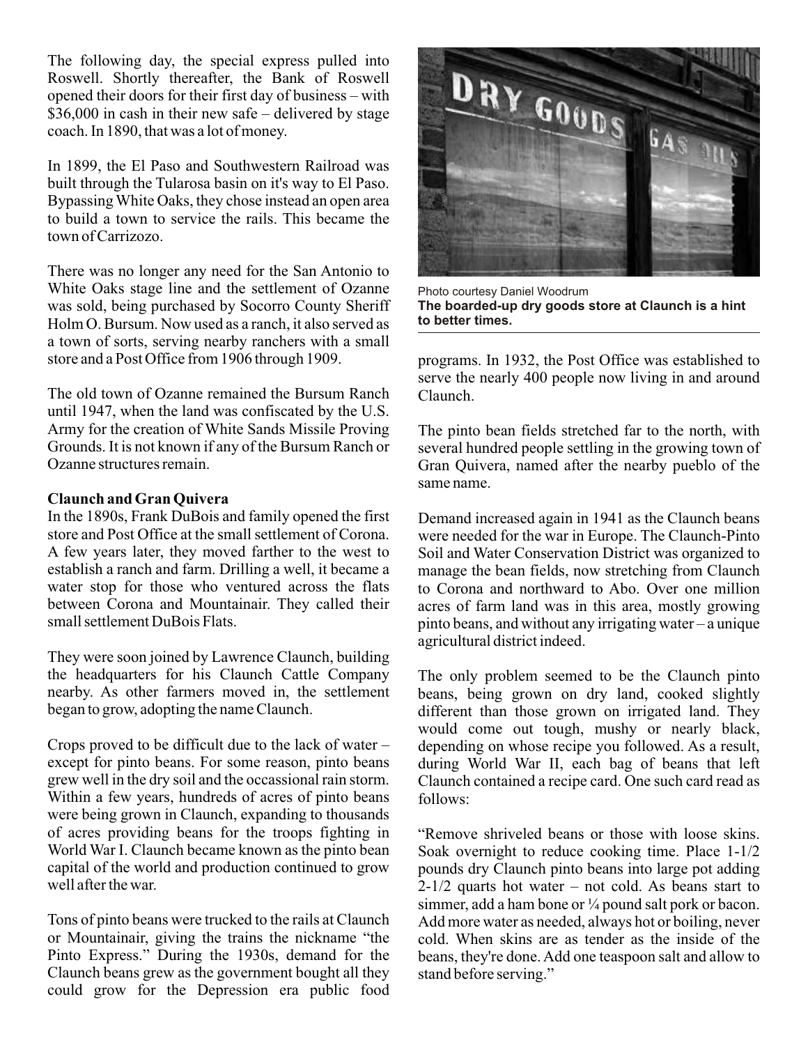The following day, the special express pulled into Roswell. Shortly thereafter, the Bank of Roswell opened their doors for their first day of business – with $36,000 in cash in their new safe – delivered by stage coach. In 1890, that was a lot of money.

In 1899, the El Paso and Southwestern Railroad was built through the Tularosa basin on it's way to El Paso. Bypassing White Oaks, they chose instead an open area to build a town to service the rails. This became the town of Carrizozo.

There was no longer any need for the San Antonio to White Oaks stage line and the settlement of Ozanne was sold, being purchased by Socorro County Sheriff Holm O. Bursum. Now used as a ranch, it also served as a town of sorts, serving nearby ranchers with a small store and a Post Office from 1906 through 1909.

The old town of Ozanne remained the Bursum Ranch until 1947, when the land was confiscated by the U.S. Army for the creation of White Sands Missile Proving Grounds. It is not known if any of the Bursum Ranch or Ozanne structures remain.

**Claunch and Gran Quivera**

In the 1890s, Frank DuBois and family opened the first store and Post Office at the small settlement of Corona. A few years later, they moved farther to the west to establish a ranch and farm. Drilling a well, it became a water stop for those who ventured across the flats between Corona and Mountainair. They called their small settlement DuBois Flats.

They were soon joined by Lawrence Claunch, building the headquarters for his Claunch Cattle Company nearby. As other farmers moved in, the settlement began to grow, adopting the name Claunch.

Crops proved to be difficult due to the lack of water – except for pinto beans. For some reason, pinto beans grew well in the dry soil and the occassional rain storm. Within a few years, hundreds of acres of pinto beans were being grown in Claunch, expanding to thousands of acres providing beans for the troops fighting in World War I. Claunch became known as the pinto bean capital of the world and production continued to grow well after the war.

Tons of pinto beans were trucked to the rails at Claunch or Mountainair, giving the trains the nickname "the Pinto Express." During the 1930s, demand for the Claunch beans grew as the government bought all they could grow for the Depression era public food programs. In 1932, the Post Office was established to serve the nearly 400 people now living in and around Claunch.

Photo courtesy Daniel Woodrum

**The boarded-up dry goods store at Claunch is a hint to better times.**

The pinto bean fields stretched far to the north, with several hundred people settling in the growing town of Gran Quivera, named after the nearby pueblo of the same name.

Demand increased again in 1941 as the Claunch beans were needed for the war in Europe. The Claunch-Pinto Soil and Water Conservation District was organized to manage the bean fields, now stretching from Claunch to Corona and northward to Abo. Over one million acres of farm land was in this area, mostly growing pinto beans, and without any irrigating water – a unique agricultural district indeed.

The only problem seemed to be the Claunch pinto beans, being grown on dry land, cooked slightly different than those grown on irrigated land. They would come out tough, mushy or nearly black, depending on whose recipe you followed. As a result, during World War II, each bag of beans that left Claunch contained a recipe card. One such card read as follows:

"Remove shriveled beans or those with loose skins. Soak overnight to reduce cooking time. Place 1-1/2 pounds dry Claunch pinto beans into large pot adding 2-1/2 quarts hot water – not cold. As beans start to simmer, add a ham bone or ¼ pound salt pork or bacon. Add more water as needed, always hot or boiling, never cold. When skins are as tender as the inside of the beans, they're done. Add one teaspoon salt and allow to stand before serving."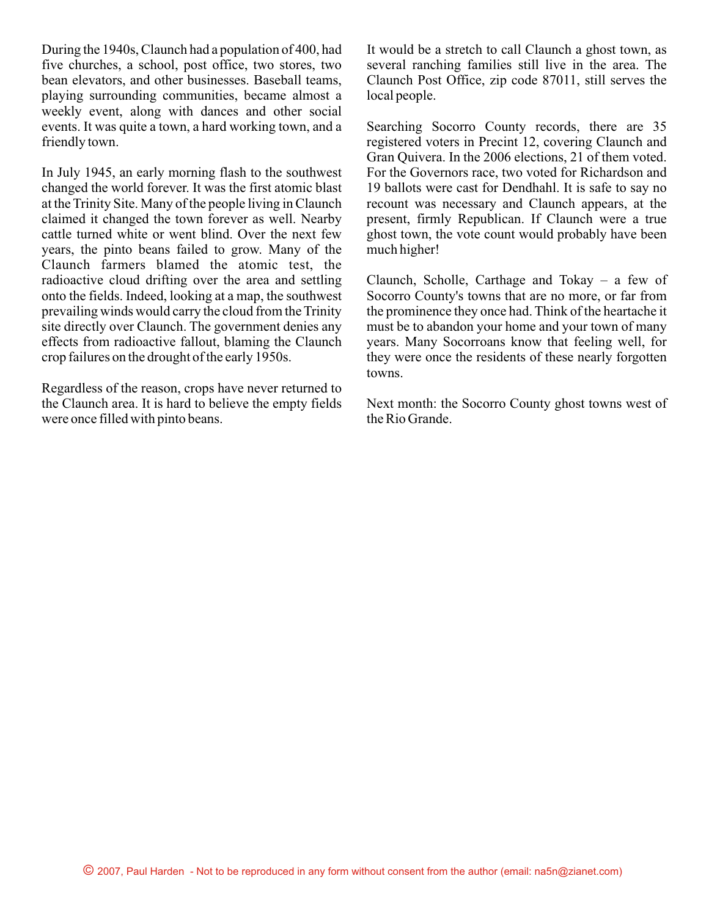During the 1940s, Claunch had a population of 400, had five churches, a school, post office, two stores, two bean elevators, and other businesses. Baseball teams, playing surrounding communities, became almost a weekly event, along with dances and other social events. It was quite a town, a hard working town, and a friendly town.

In July 1945, an early morning flash to the southwest changed the world forever. It was the first atomic blast at the Trinity Site. Many of the people living in Claunch claimed it changed the town forever as well. Nearby cattle turned white or went blind. Over the next few years, the pinto beans failed to grow. Many of the Claunch farmers blamed the atomic test, the radioactive cloud drifting over the area and settling onto the fields. Indeed, looking at a map, the southwest prevailing winds would carry the cloud from the Trinity site directly over Claunch. The government denies any effects from radioactive fallout, blaming the Claunch crop failures on the drought of the early 1950s.

Regardless of the reason, crops have never returned to the Claunch area. It is hard to believe the empty fields were once filled with pinto beans.

It would be a stretch to call Claunch a ghost town, as several ranching families still live in the area. The Claunch Post Office, zip code 87011, still serves the local people.

Searching Socorro County records, there are 35 registered voters in Precint 12, covering Claunch and Gran Quivera. In the 2006 elections, 21 of them voted. For the Governors race, two voted for Richardson and 19 ballots were cast for Dendhahl. It is safe to say no recount was necessary and Claunch appears, at the present, firmly Republican. If Claunch were a true ghost town, the vote count would probably have been much higher!

Claunch, Scholle, Carthage and Tokay – a few of Socorro County's towns that are no more, or far from the prominence they once had. Think of the heartache it must be to abandon your home and your town of many years. Many Socorroans know that feeling well, for they were once the residents of these nearly forgotten towns.

Next month: the Socorro County ghost towns west of the Rio Grande.

© 2007, Paul Harden - Not to be reproduced in any form without consent from the author (email: na5n@zianet.com)